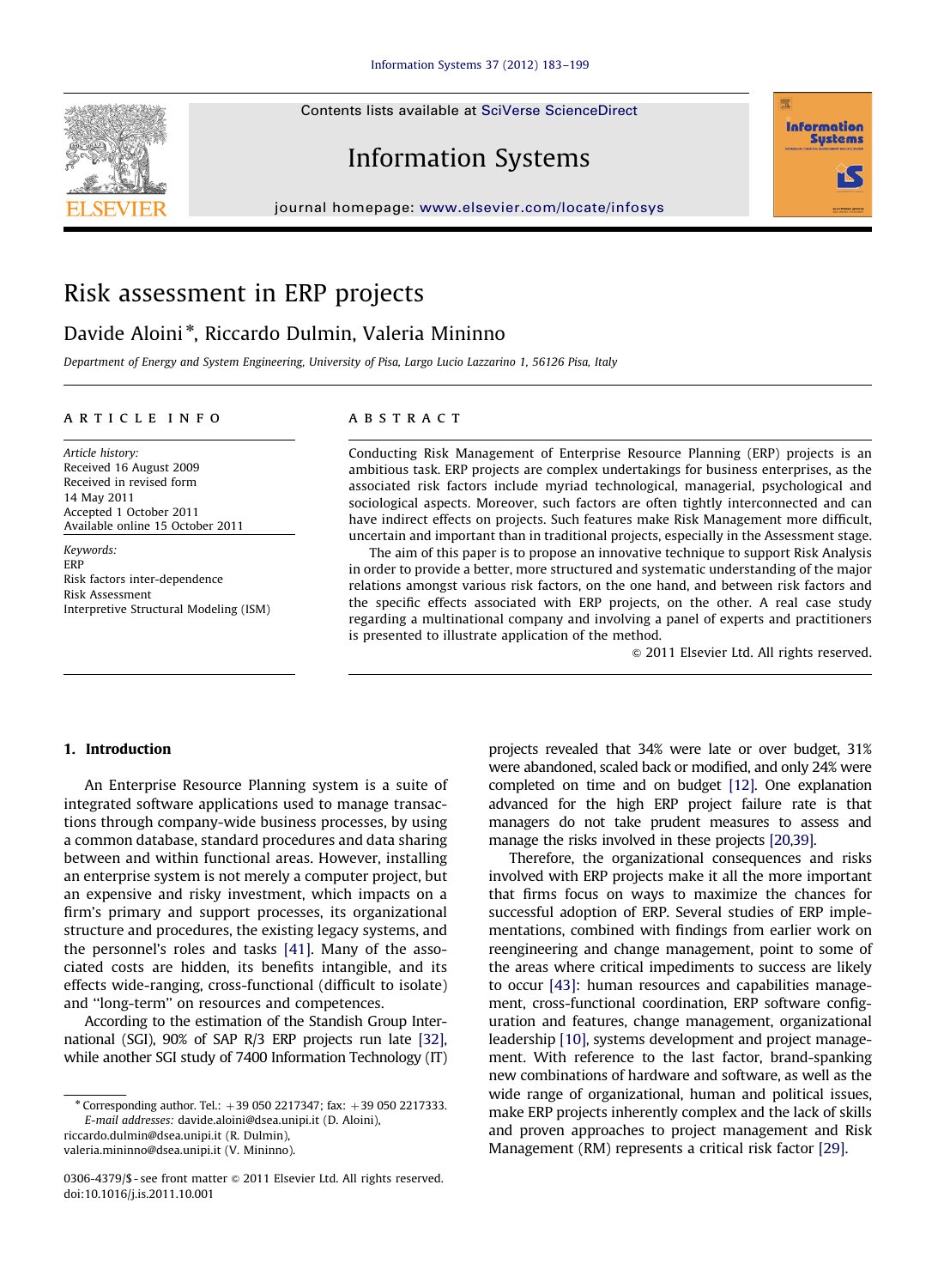# Risk assessment in ERP projects

Davide Aloini*, Riccardo Dulmin, Valeria Mininno

*Department of Energy and System Engineering, University of Pisa, Largo Lucio Lazzarino 1, 56126 Pisa, Italy*

## ARTICLE INFO

*Article history:*
Received 16 August 2009
Received in revised form
14 May 2011
Accepted 1 October 2011
Available online 15 October 2011

*Keywords:*
ERP
Risk factors inter-dependence
Risk Assessment
Interpretive Structural Modeling (ISM)

## ABSTRACT

Conducting Risk Management of Enterprise Resource Planning (ERP) projects is an ambitious task. ERP projects are complex undertakings for business enterprises, as the associated risk factors include myriad technological, managerial, psychological and sociological aspects. Moreover, such factors are often tightly interconnected and can have indirect effects on projects. Such features make Risk Management more difficult, uncertain and important than in traditional projects, especially in the Assessment stage.

The aim of this paper is to propose an innovative technique to support Risk Analysis in order to provide a better, more structured and systematic understanding of the major relations amongst various risk factors, on the one hand, and between risk factors and the specific effects associated with ERP projects, on the other. A real case study regarding a multinational company and involving a panel of experts and practitioners is presented to illustrate application of the method.

© 2011 Elsevier Ltd. All rights reserved.

## 1. Introduction

An Enterprise Resource Planning system is a suite of integrated software applications used to manage transactions through company-wide business processes, by using a common database, standard procedures and data sharing between and within functional areas. However, installing an enterprise system is not merely a computer project, but an expensive and risky investment, which impacts on a firm's primary and support processes, its organizational structure and procedures, the existing legacy systems, and the personnel's roles and tasks [41]. Many of the associated costs are hidden, its benefits intangible, and its effects wide-ranging, cross-functional (difficult to isolate) and "long-term" on resources and competences.

According to the estimation of the Standish Group International (SGI), 90% of SAP R/3 ERP projects run late [32], while another SGI study of 7400 Information Technology (IT) projects revealed that 34% were late or over budget, 31% were abandoned, scaled back or modified, and only 24% were completed on time and on budget [12]. One explanation advanced for the high ERP project failure rate is that managers do not take prudent measures to assess and manage the risks involved in these projects [20,39].

Therefore, the organizational consequences and risks involved with ERP projects make it all the more important that firms focus on ways to maximize the chances for successful adoption of ERP. Several studies of ERP implementations, combined with findings from earlier work on reengineering and change management, point to some of the areas where critical impediments to success are likely to occur [43]: human resources and capabilities management, cross-functional coordination, ERP software configuration and features, change management, organizational leadership [10], systems development and project management. With reference to the last factor, brand-spanking new combinations of hardware and software, as well as the wide range of organizational, human and political issues, make ERP projects inherently complex and the lack of skills and proven approaches to project management and Risk Management (RM) represents a critical risk factor [29].

---

* Corresponding author. Tel.: +39 050 2217347; fax: +39 050 2217333.
*E-mail addresses:* davide.aloini@dsea.unipi.it (D. Aloini), riccardo.dulmin@dsea.unipi.it (R. Dulmin), valeria.mininno@dsea.unipi.it (V. Mininno).

0306-4379/$ - see front matter © 2011 Elsevier Ltd. All rights reserved.
doi:10.1016/j.is.2011.10.001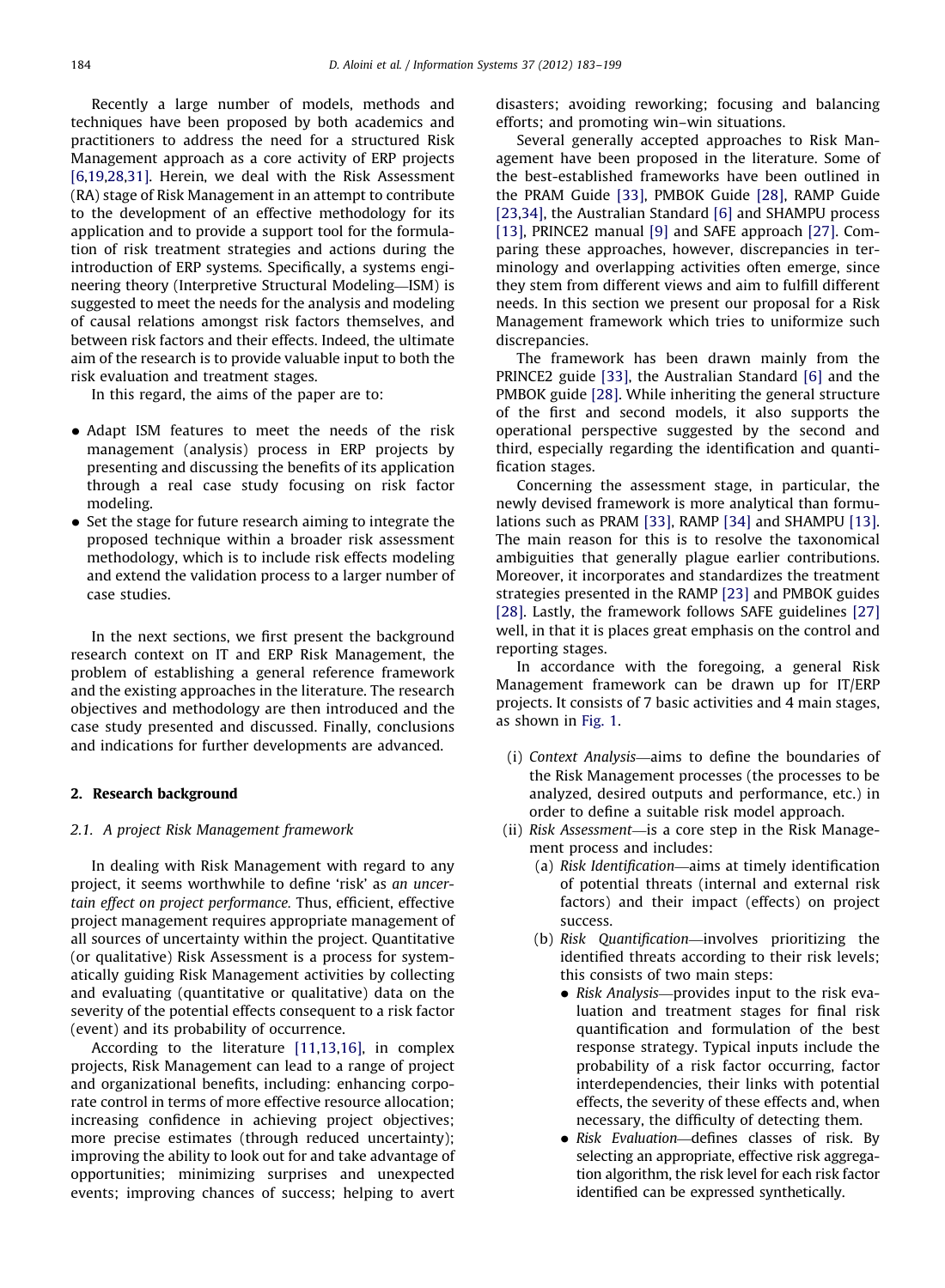Recently a large number of models, methods and techniques have been proposed by both academics and practitioners to address the need for a structured Risk Management approach as a core activity of ERP projects [6,19,28,31]. Herein, we deal with the Risk Assessment (RA) stage of Risk Management in an attempt to contribute to the development of an effective methodology for its application and to provide a support tool for the formulation of risk treatment strategies and actions during the introduction of ERP systems. Specifically, a systems engineering theory (Interpretive Structural Modeling—ISM) is suggested to meet the needs for the analysis and modeling of causal relations amongst risk factors themselves, and between risk factors and their effects. Indeed, the ultimate aim of the research is to provide valuable input to both the risk evaluation and treatment stages.

In this regard, the aims of the paper are to:

- Adapt ISM features to meet the needs of the risk management (analysis) process in ERP projects by presenting and discussing the benefits of its application through a real case study focusing on risk factor modeling.
- Set the stage for future research aiming to integrate the proposed technique within a broader risk assessment methodology, which is to include risk effects modeling and extend the validation process to a larger number of case studies.

In the next sections, we first present the background research context on IT and ERP Risk Management, the problem of establishing a general reference framework and the existing approaches in the literature. The research objectives and methodology are then introduced and the case study presented and discussed. Finally, conclusions and indications for further developments are advanced.

## 2. Research background

### 2.1. A project Risk Management framework

In dealing with Risk Management with regard to any project, it seems worthwhile to define 'risk' as *an uncertain effect on project performance.* Thus, efficient, effective project management requires appropriate management of all sources of uncertainty within the project. Quantitative (or qualitative) Risk Assessment is a process for systematically guiding Risk Management activities by collecting and evaluating (quantitative or qualitative) data on the severity of the potential effects consequent to a risk factor (event) and its probability of occurrence.

According to the literature [11,13,16], in complex projects, Risk Management can lead to a range of project and organizational benefits, including: enhancing corporate control in terms of more effective resource allocation; increasing confidence in achieving project objectives; more precise estimates (through reduced uncertainty); improving the ability to look out for and take advantage of opportunities; minimizing surprises and unexpected events; improving chances of success; helping to avert disasters; avoiding reworking; focusing and balancing efforts; and promoting win–win situations.

Several generally accepted approaches to Risk Management have been proposed in the literature. Some of the best-established frameworks have been outlined in the PRAM Guide [33], PMBOK Guide [28], RAMP Guide [23,34], the Australian Standard [6] and SHAMPU process [13], PRINCE2 manual [9] and SAFE approach [27]. Comparing these approaches, however, discrepancies in terminology and overlapping activities often emerge, since they stem from different views and aim to fulfill different needs. In this section we present our proposal for a Risk Management framework which tries to uniformize such discrepancies.

The framework has been drawn mainly from the PRINCE2 guide [33], the Australian Standard [6] and the PMBOK guide [28]. While inheriting the general structure of the first and second models, it also supports the operational perspective suggested by the second and third, especially regarding the identification and quantification stages.

Concerning the assessment stage, in particular, the newly devised framework is more analytical than formulations such as PRAM [33], RAMP [34] and SHAMPU [13]. The main reason for this is to resolve the taxonomical ambiguities that generally plague earlier contributions. Moreover, it incorporates and standardizes the treatment strategies presented in the RAMP [23] and PMBOK guides [28]. Lastly, the framework follows SAFE guidelines [27] well, in that it is places great emphasis on the control and reporting stages.

In accordance with the foregoing, a general Risk Management framework can be drawn up for IT/ERP projects. It consists of 7 basic activities and 4 main stages, as shown in Fig. 1.

(i) *Context Analysis*—aims to define the boundaries of the Risk Management processes (the processes to be analyzed, desired outputs and performance, etc.) in order to define a suitable risk model approach.

(ii) *Risk Assessment*—is a core step in the Risk Management process and includes:

   (a) *Risk Identification*—aims at timely identification of potential threats (internal and external risk factors) and their impact (effects) on project success.

   (b) *Risk Quantification*—involves prioritizing the identified threats according to their risk levels; this consists of two main steps:

   - *Risk Analysis*—provides input to the risk evaluation and treatment stages for final risk quantification and formulation of the best response strategy. Typical inputs include the probability of a risk factor occurring, factor interdependencies, their links with potential effects, the severity of these effects and, when necessary, the difficulty of detecting them.
   - *Risk Evaluation*—defines classes of risk. By selecting an appropriate, effective risk aggregation algorithm, the risk level for each risk factor identified can be expressed synthetically.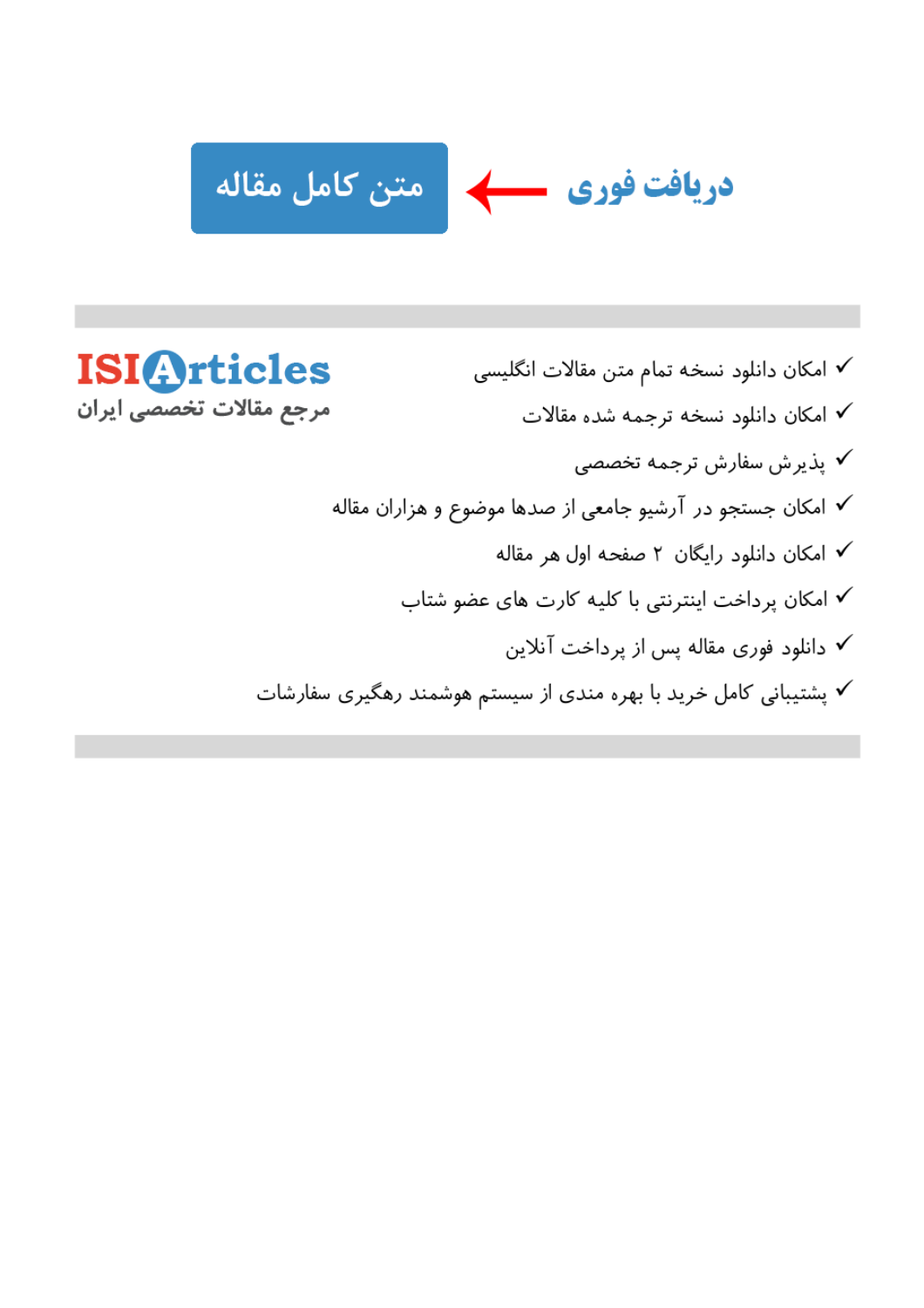دریافت فوری ← **متن کامل مقاله**

**ISIArticles**
مرجع مقالات تخصصی ایران

- ✓ امکان دانلود نسخه تمام متن مقالات انگلیسی
- ✓ امکان دانلود نسخه ترجمه شده مقالات
- ✓ پذیرش سفارش ترجمه تخصصی
- ✓ امکان جستجو در آرشیو جامعی از صدها موضوع و هزاران مقاله
- ✓ امکان دانلود رایگان ۲ صفحه اول هر مقاله
- ✓ امکان پرداخت اینترنتی با کلیه کارت های عضو شتاب
- ✓ دانلود فوری مقاله پس از پرداخت آنلاین
- ✓ پشتیبانی کامل خرید با بهره مندی از سیستم هوشمند رهگیری سفارشات